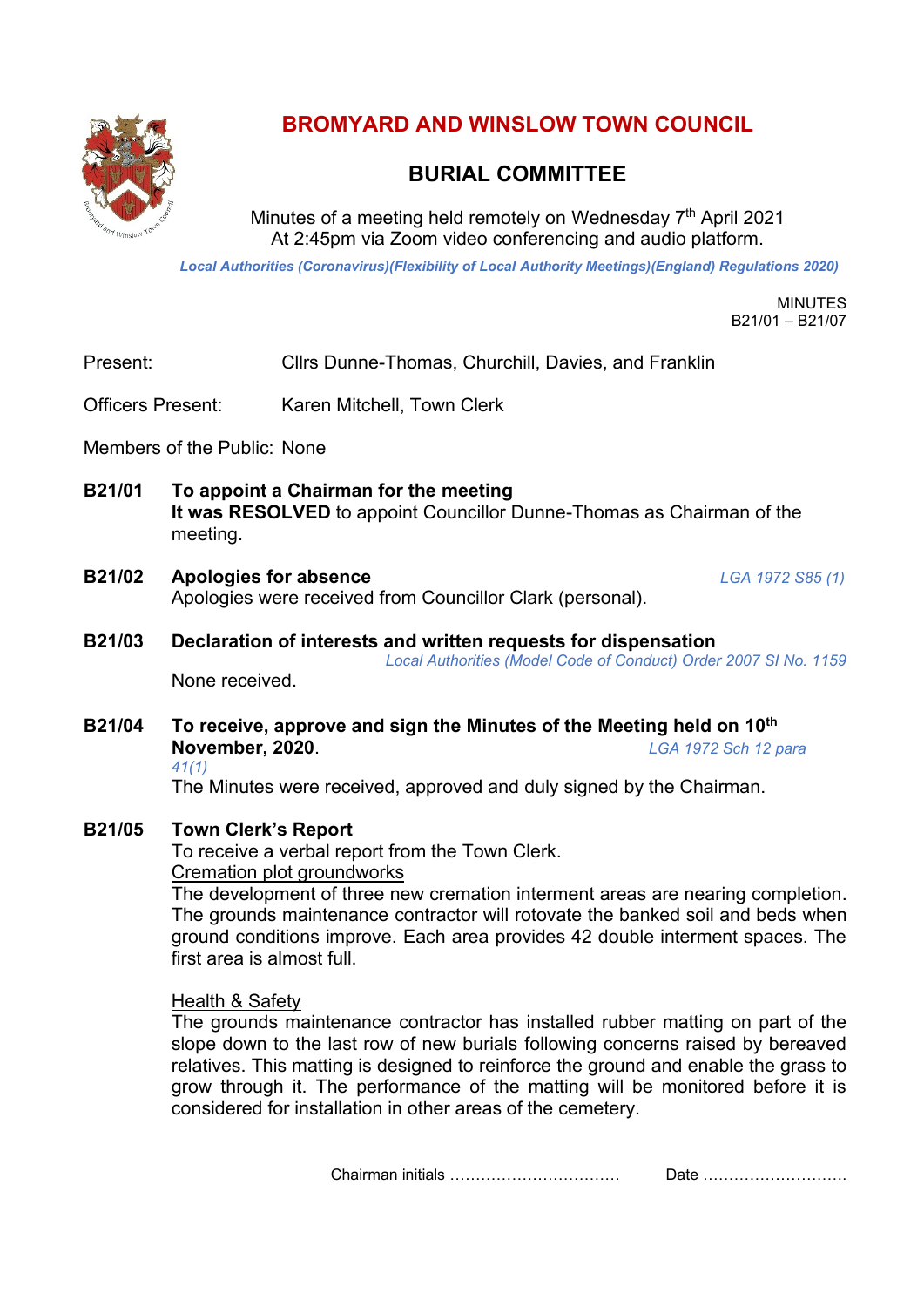# BROMYARD AND WINSLOW TOWN COUNCIL

## BURIAL COMMITTEE

Minutes of a meeting held remotely on Wednesday 7th April 2021
At 2:45pm via Zoom video conferencing and audio platform.

*Local Authorities (Coronavirus)(Flexibility of Local Authority Meetings)(England) Regulations 2020)*

MINUTES
B21/01 – B21/07

Present: Cllrs Dunne-Thomas, Churchill, Davies, and Franklin

Officers Present: Karen Mitchell, Town Clerk

Members of the Public: None

**B21/01 To appoint a Chairman for the meeting**
**It was RESOLVED** to appoint Councillor Dunne-Thomas as Chairman of the meeting.

**B21/02 Apologies for absence** *LGA 1972 S85 (1)*
Apologies were received from Councillor Clark (personal).

**B21/03 Declaration of interests and written requests for dispensation**
*Local Authorities (Model Code of Conduct) Order 2007 SI No. 1159*
None received.

**B21/04 To receive, approve and sign the Minutes of the Meeting held on 10th November, 2020**. *LGA 1972 Sch 12 para 41(1)*
The Minutes were received, approved and duly signed by the Chairman.

**B21/05 Town Clerk's Report**
To receive a verbal report from the Town Clerk.

Cremation plot groundworks
The development of three new cremation interment areas are nearing completion. The grounds maintenance contractor will rotovate the banked soil and beds when ground conditions improve. Each area provides 42 double interment spaces. The first area is almost full.

Health & Safety
The grounds maintenance contractor has installed rubber matting on part of the slope down to the last row of new burials following concerns raised by bereaved relatives. This matting is designed to reinforce the ground and enable the grass to grow through it. The performance of the matting will be monitored before it is considered for installation in other areas of the cemetery.

Chairman initials …………………………… Date ……………………….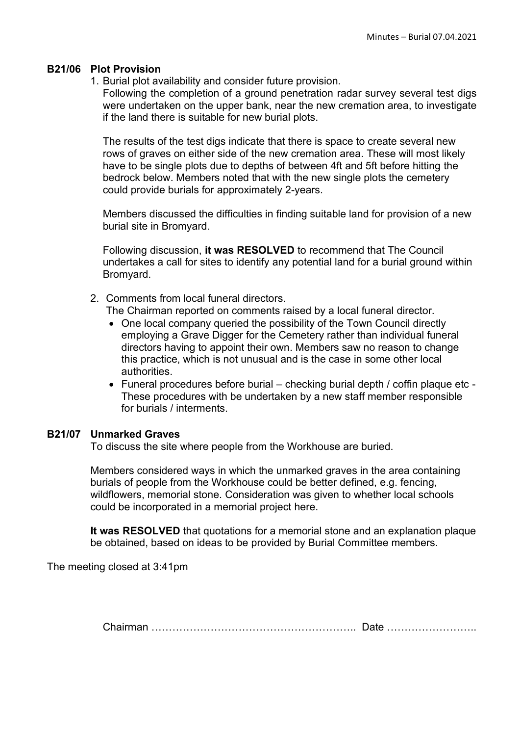## B21/06 Plot Provision

1. Burial plot availability and consider future provision.
   Following the completion of a ground penetration radar survey several test digs were undertaken on the upper bank, near the new cremation area, to investigate if the land there is suitable for new burial plots.

   The results of the test digs indicate that there is space to create several new rows of graves on either side of the new cremation area. These will most likely have to be single plots due to depths of between 4ft and 5ft before hitting the bedrock below. Members noted that with the new single plots the cemetery could provide burials for approximately 2-years.

   Members discussed the difficulties in finding suitable land for provision of a new burial site in Bromyard.

   Following discussion, **it was RESOLVED** to recommend that The Council undertakes a call for sites to identify any potential land for a burial ground within Bromyard.

2. Comments from local funeral directors.
   The Chairman reported on comments raised by a local funeral director.
   - One local company queried the possibility of the Town Council directly employing a Grave Digger for the Cemetery rather than individual funeral directors having to appoint their own. Members saw no reason to change this practice, which is not unusual and is the case in some other local authorities.
   - Funeral procedures before burial – checking burial depth / coffin plaque etc - These procedures with be undertaken by a new staff member responsible for burials / interments.

## B21/07 Unmarked Graves

To discuss the site where people from the Workhouse are buried.

Members considered ways in which the unmarked graves in the area containing burials of people from the Workhouse could be better defined, e.g. fencing, wildflowers, memorial stone. Consideration was given to whether local schools could be incorporated in a memorial project here.

**It was RESOLVED** that quotations for a memorial stone and an explanation plaque be obtained, based on ideas to be provided by Burial Committee members.

The meeting closed at 3:41pm

Chairman ………………………………………………….. Date ……………………..